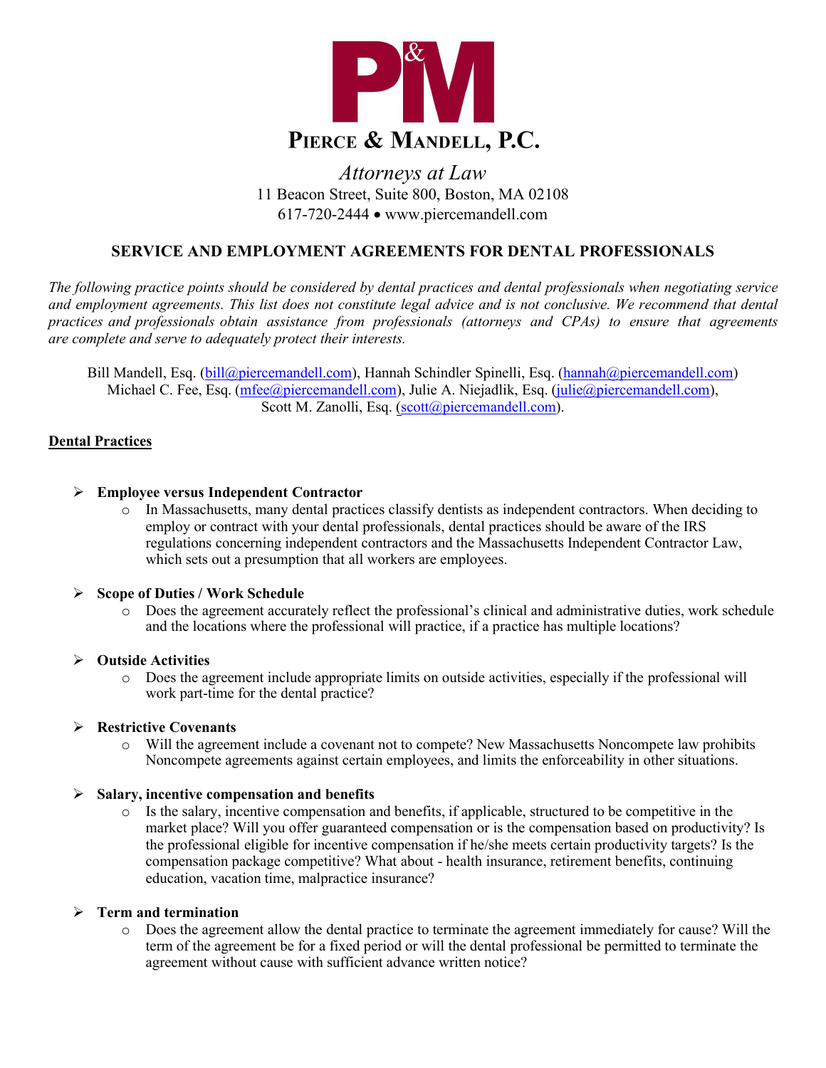# PIERCE & MANDELL, P.C.

*Attorneys at Law*
11 Beacon Street, Suite 800, Boston, MA 02108
617-720-2444 • www.piercemandell.com

## SERVICE AND EMPLOYMENT AGREEMENTS FOR DENTAL PROFESSIONALS

*The following practice points should be considered by dental practices and dental professionals when negotiating service and employment agreements. This list does not constitute legal advice and is not conclusive. We recommend that dental practices and professionals obtain assistance from professionals (attorneys and CPAs) to ensure that agreements are complete and serve to adequately protect their interests.*

Bill Mandell, Esq. (bill@piercemandell.com), Hannah Schindler Spinelli, Esq. (hannah@piercemandell.com)
Michael C. Fee, Esq. (mfee@piercemandell.com), Julie A. Niejadlik, Esq. (julie@piercemandell.com),
Scott M. Zanolli, Esq. (scott@piercemandell.com).

### Dental Practices

- **Employee versus Independent Contractor**
  - In Massachusetts, many dental practices classify dentists as independent contractors. When deciding to employ or contract with your dental professionals, dental practices should be aware of the IRS regulations concerning independent contractors and the Massachusetts Independent Contractor Law, which sets out a presumption that all workers are employees.

- **Scope of Duties / Work Schedule**
  - Does the agreement accurately reflect the professional's clinical and administrative duties, work schedule and the locations where the professional will practice, if a practice has multiple locations?

- **Outside Activities**
  - Does the agreement include appropriate limits on outside activities, especially if the professional will work part-time for the dental practice?

- **Restrictive Covenants**
  - Will the agreement include a covenant not to compete? New Massachusetts Noncompete law prohibits Noncompete agreements against certain employees, and limits the enforceability in other situations.

- **Salary, incentive compensation and benefits**
  - Is the salary, incentive compensation and benefits, if applicable, structured to be competitive in the market place? Will you offer guaranteed compensation or is the compensation based on productivity? Is the professional eligible for incentive compensation if he/she meets certain productivity targets? Is the compensation package competitive? What about - health insurance, retirement benefits, continuing education, vacation time, malpractice insurance?

- **Term and termination**
  - Does the agreement allow the dental practice to terminate the agreement immediately for cause? Will the term of the agreement be for a fixed period or will the dental professional be permitted to terminate the agreement without cause with sufficient advance written notice?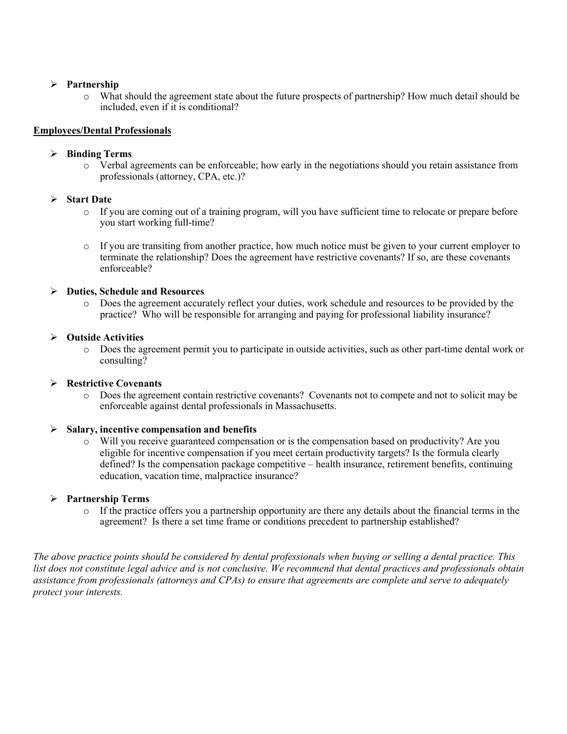- **Partnership**
    - What should the agreement state about the future prospects of partnership? How much detail should be included, even if it is conditional?

**<u>Employees/Dental Professionals</u>**

- **Binding Terms**
    - Verbal agreements can be enforceable; how early in the negotiations should you retain assistance from professionals (attorney, CPA, etc.)?

- **Start Date**
    - If you are coming out of a training program, will you have sufficient time to relocate or prepare before you start working full-time?
    - If you are transiting from another practice, how much notice must be given to your current employer to terminate the relationship? Does the agreement have restrictive covenants? If so, are these covenants enforceable?

- **Duties, Schedule and Resources**
    - Does the agreement accurately reflect your duties, work schedule and resources to be provided by the practice? Who will be responsible for arranging and paying for professional liability insurance?

- **Outside Activities**
    - Does the agreement permit you to participate in outside activities, such as other part-time dental work or consulting?

- **Restrictive Covenants**
    - Does the agreement contain restrictive covenants? Covenants not to compete and not to solicit may be enforceable against dental professionals in Massachusetts.

- **Salary, incentive compensation and benefits**
    - Will you receive guaranteed compensation or is the compensation based on productivity? Are you eligible for incentive compensation if you meet certain productivity targets? Is the formula clearly defined? Is the compensation package competitive – health insurance, retirement benefits, continuing education, vacation time, malpractice insurance?

- **Partnership Terms**
    - If the practice offers you a partnership opportunity are there any details about the financial terms in the agreement? Is there a set time frame or conditions precedent to partnership established?

*The above practice points should be considered by dental professionals when buying or selling a dental practice. This list does not constitute legal advice and is not conclusive. We recommend that dental practices and professionals obtain assistance from professionals (attorneys and CPAs) to ensure that agreements are complete and serve to adequately protect your interests.*